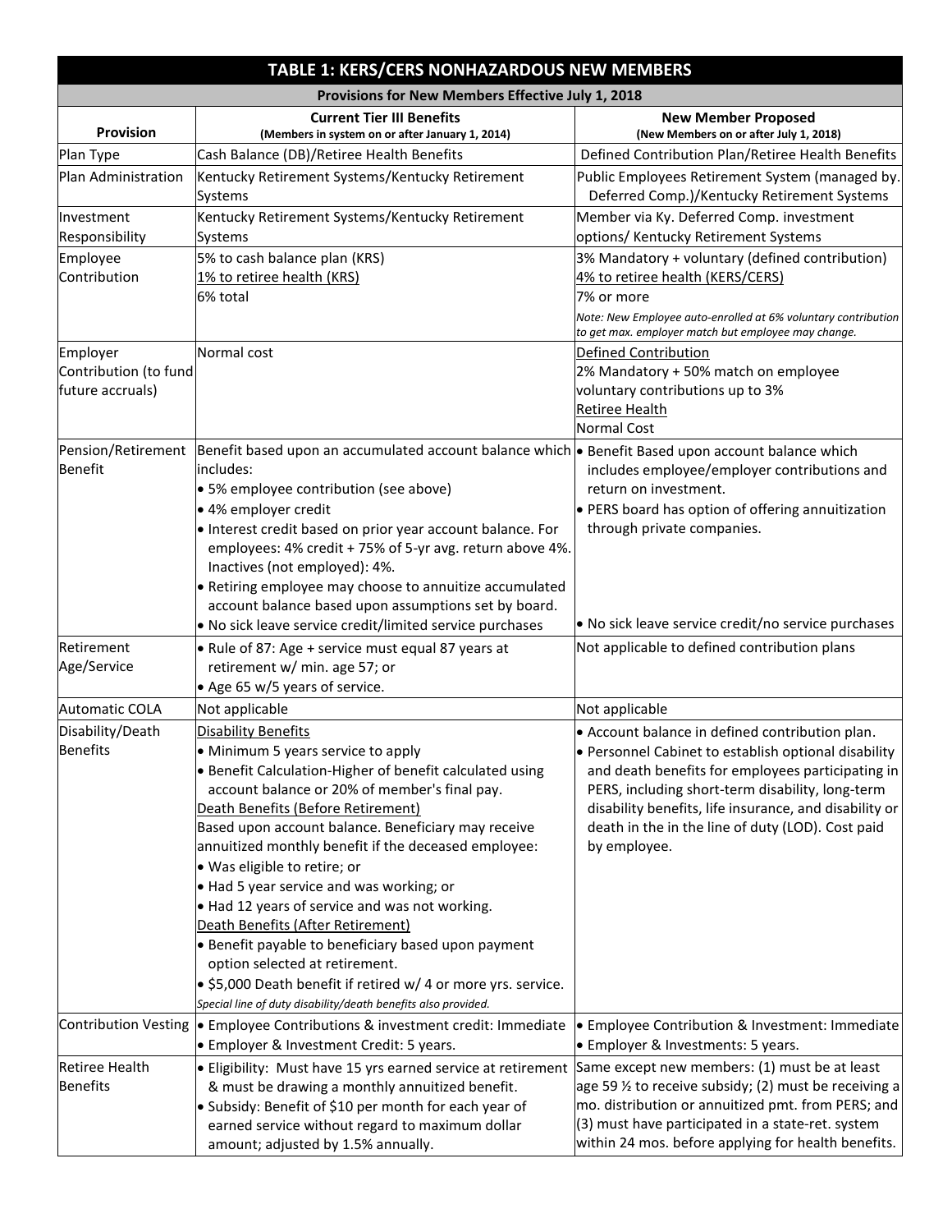## TABLE 1: KERS/CERS NONHAZARDOUS NEW MEMBERS

**Provisions for New Members Effective July 1, 2018**

| Provision | Current Tier III Benefits (Members in system on or after January 1, 2014) | New Member Proposed (New Members on or after July 1, 2018) |
|---|---|---|
| Plan Type | Cash Balance (DB)/Retiree Health Benefits | Defined Contribution Plan/Retiree Health Benefits |
| Plan Administration | Kentucky Retirement Systems/Kentucky Retirement Systems | Public Employees Retirement System (managed by. Deferred Comp.)/Kentucky Retirement Systems |
| Investment Responsibility | Kentucky Retirement Systems/Kentucky Retirement Systems | Member via Ky. Deferred Comp. investment options/ Kentucky Retirement Systems |
| Employee Contribution | 5% to cash balance plan (KRS)<br>1% to retiree health (KRS)<br>6% total | 3% Mandatory + voluntary (defined contribution)<br>4% to retiree health (KERS/CERS)<br>7% or more<br>*Note: New Employee auto-enrolled at 6% voluntary contribution to get max. employer match but employee may change.* |
| Employer Contribution (to fund future accruals) | Normal cost | Defined Contribution<br>2% Mandatory + 50% match on employee voluntary contributions up to 3%<br>Retiree Health<br>Normal Cost |
| Pension/Retirement Benefit | Benefit based upon an accumulated account balance which includes:<br>• 5% employee contribution (see above)<br>• 4% employer credit<br>• Interest credit based on prior year account balance. For employees: 4% credit + 75% of 5-yr avg. return above 4%. Inactives (not employed): 4%.<br>• Retiring employee may choose to annuitize accumulated account balance based upon assumptions set by board.<br>• No sick leave service credit/limited service purchases | • Benefit Based upon account balance which includes employee/employer contributions and return on investment.<br>• PERS board has option of offering annuitization through private companies.<br>• No sick leave service credit/no service purchases |
| Retirement Age/Service | • Rule of 87: Age + service must equal 87 years at retirement w/ min. age 57; or<br>• Age 65 w/5 years of service. | Not applicable to defined contribution plans |
| Automatic COLA | Not applicable | Not applicable |
| Disability/Death Benefits | Disability Benefits<br>• Minimum 5 years service to apply<br>• Benefit Calculation-Higher of benefit calculated using account balance or 20% of member's final pay.<br>Death Benefits (Before Retirement)<br>Based upon account balance. Beneficiary may receive annuitized monthly benefit if the deceased employee:<br>• Was eligible to retire; or<br>• Had 5 year service and was working; or<br>• Had 12 years of service and was not working.<br>Death Benefits (After Retirement)<br>• Benefit payable to beneficiary based upon payment option selected at retirement.<br>• $5,000 Death benefit if retired w/ 4 or more yrs. service.<br>*Special line of duty disability/death benefits also provided.* | • Account balance in defined contribution plan.<br>• Personnel Cabinet to establish optional disability and death benefits for employees participating in PERS, including short-term disability, long-term disability benefits, life insurance, and disability or death in the in the line of duty (LOD). Cost paid by employee. |
| Contribution Vesting | • Employee Contributions & investment credit: Immediate<br>• Employer & Investment Credit: 5 years. | • Employee Contribution & Investment: Immediate<br>• Employer & Investments: 5 years. |
| Retiree Health Benefits | • Eligibility: Must have 15 yrs earned service at retirement & must be drawing a monthly annuitized benefit.<br>• Subsidy: Benefit of $10 per month for each year of earned service without regard to maximum dollar amount; adjusted by 1.5% annually. | Same except new members: (1) must be at least age 59 ½ to receive subsidy; (2) must be receiving a mo. distribution or annuitized pmt. from PERS; and (3) must have participated in a state-ret. system within 24 mos. before applying for health benefits. |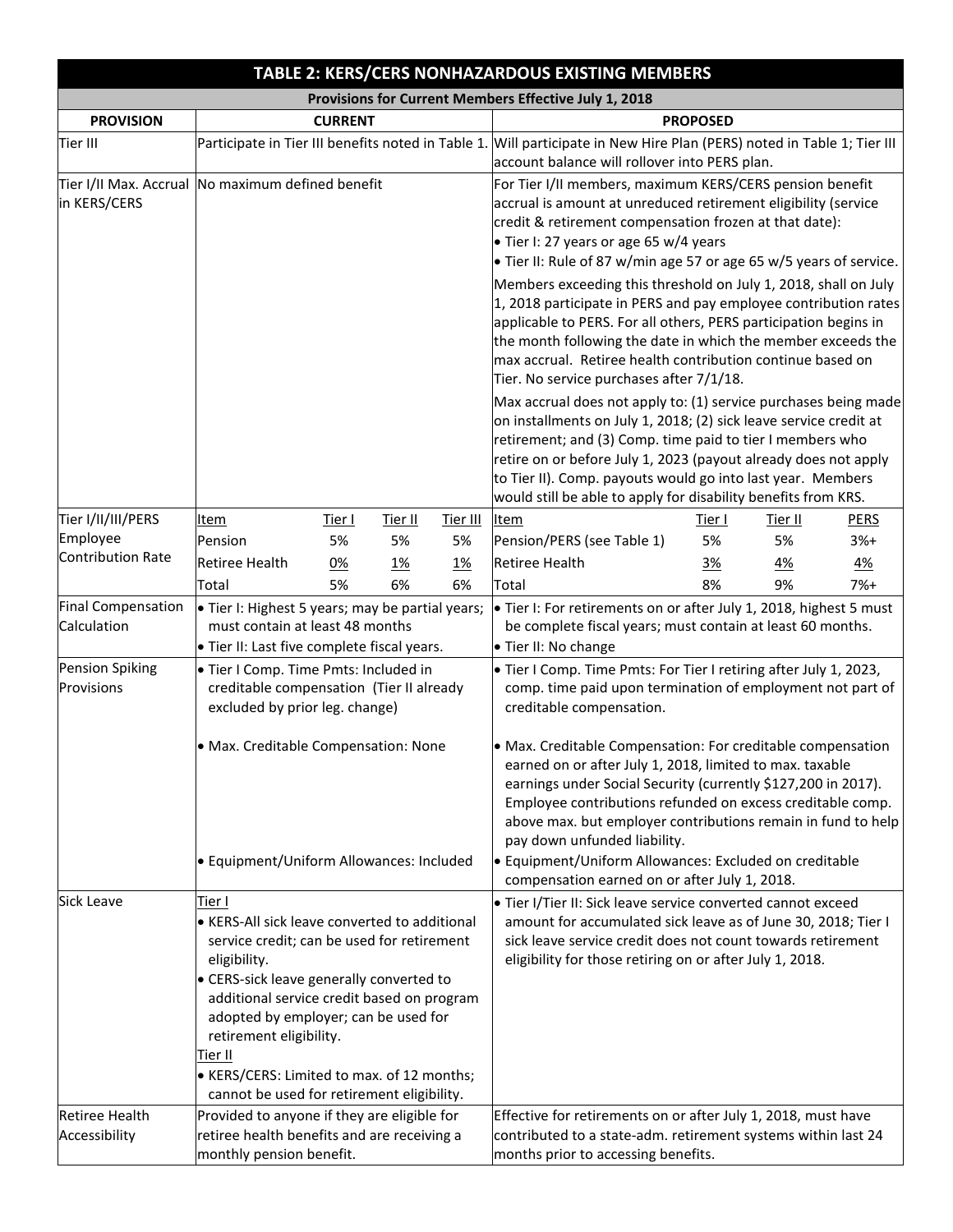## TABLE 2: KERS/CERS NONHAZARDOUS EXISTING MEMBERS

**Provisions for Current Members Effective July 1, 2018**

| PROVISION | CURRENT | PROPOSED |
|---|---|---|
| Tier III | Participate in Tier III benefits noted in Table 1. | Will participate in New Hire Plan (PERS) noted in Table 1; Tier III account balance will rollover into PERS plan. |
| Tier I/II Max. Accrual in KERS/CERS | No maximum defined benefit | For Tier I/II members, maximum KERS/CERS pension benefit accrual is amount at unreduced retirement eligibility (service credit & retirement compensation frozen at that date):<br>• Tier I: 27 years or age 65 w/4 years<br>• Tier II: Rule of 87 w/min age 57 or age 65 w/5 years of service.<br>Members exceeding this threshold on July 1, 2018, shall on July 1, 2018 participate in PERS and pay employee contribution rates applicable to PERS. For all others, PERS participation begins in the month following the date in which the member exceeds the max accrual. Retiree health contribution continue based on Tier. No service purchases after 7/1/18.<br>Max accrual does not apply to: (1) service purchases being made on installments on July 1, 2018; (2) sick leave service credit at retirement; and (3) Comp. time paid to tier I members who retire on or before July 1, 2023 (payout already does not apply to Tier II). Comp. payouts would go into last year. Members would still be able to apply for disability benefits from KRS. |
| Tier I/II/III/PERS Employee Contribution Rate | Item / Tier I / Tier II / Tier III<br>Pension: 5% / 5% / 5%<br>Retiree Health: 0% / 1% / 1%<br>Total: 5% / 6% / 6% | Item / Tier I / Tier II / PERS<br>Pension/PERS (see Table 1): 5% / 5% / 3%+<br>Retiree Health: 3% / 4% / 4%<br>Total: 8% / 9% / 7%+ |
| Final Compensation Calculation | • Tier I: Highest 5 years; may be partial years; must contain at least 48 months<br>• Tier II: Last five complete fiscal years. | • Tier I: For retirements on or after July 1, 2018, highest 5 must be complete fiscal years; must contain at least 60 months.<br>• Tier II: No change |
| Pension Spiking Provisions | • Tier I Comp. Time Pmts: Included in creditable compensation (Tier II already excluded by prior leg. change)<br>• Max. Creditable Compensation: None<br>• Equipment/Uniform Allowances: Included | • Tier I Comp. Time Pmts: For Tier I retiring after July 1, 2023, comp. time paid upon termination of employment not part of creditable compensation.<br>• Max. Creditable Compensation: For creditable compensation earned on or after July 1, 2018, limited to max. taxable earnings under Social Security (currently $127,200 in 2017). Employee contributions refunded on excess creditable comp. above max. but employer contributions remain in fund to help pay down unfunded liability.<br>• Equipment/Uniform Allowances: Excluded on creditable compensation earned on or after July 1, 2018. |
| Sick Leave | Tier I<br>• KERS-All sick leave converted to additional service credit; can be used for retirement eligibility.<br>• CERS-sick leave generally converted to additional service credit based on program adopted by employer; can be used for retirement eligibility.<br>Tier II<br>• KERS/CERS: Limited to max. of 12 months; cannot be used for retirement eligibility. | • Tier I/Tier II: Sick leave service converted cannot exceed amount for accumulated sick leave as of June 30, 2018; Tier I sick leave service credit does not count towards retirement eligibility for those retiring on or after July 1, 2018. |
| Retiree Health Accessibility | Provided to anyone if they are eligible for retiree health benefits and are receiving a monthly pension benefit. | Effective for retirements on or after July 1, 2018, must have contributed to a state-adm. retirement systems within last 24 months prior to accessing benefits. |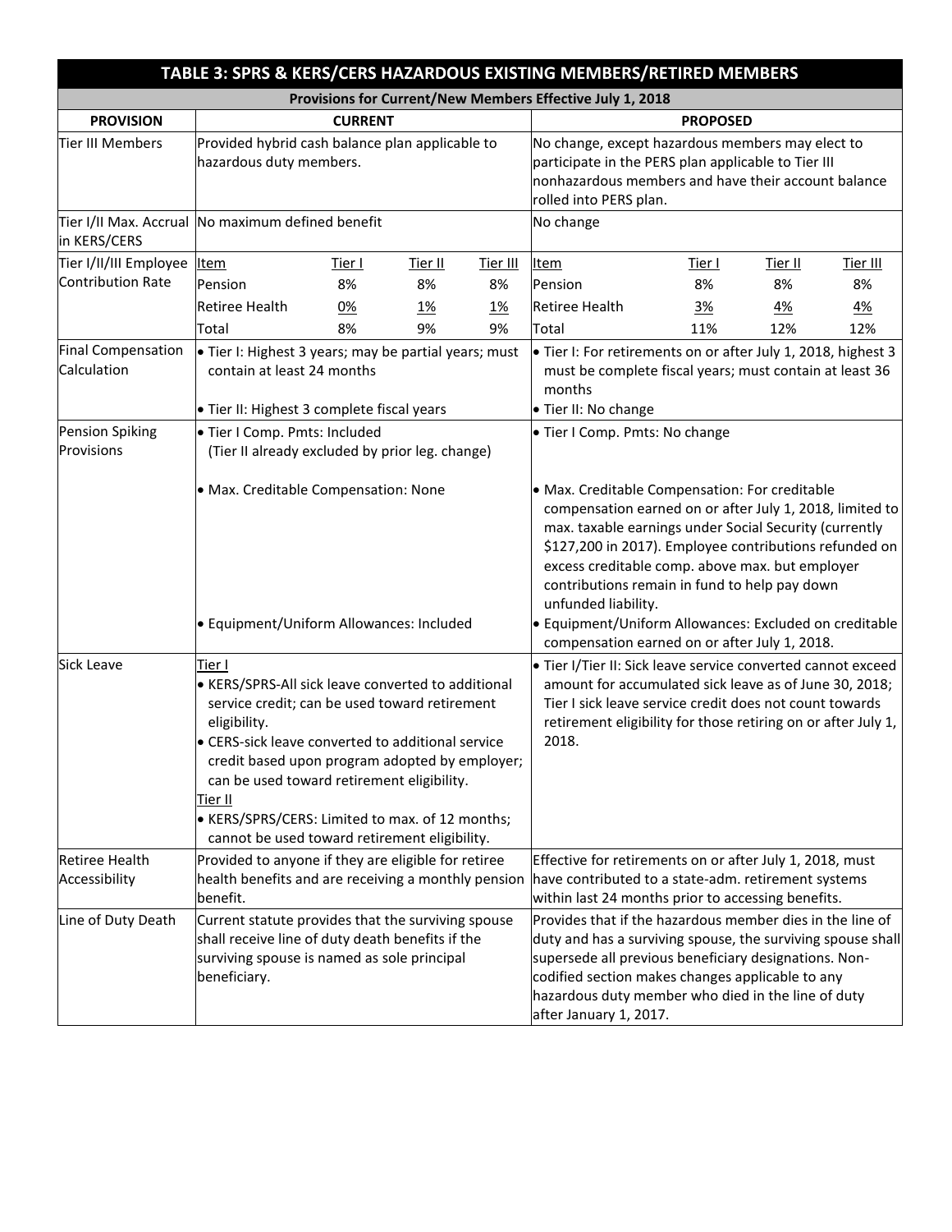| TABLE 3: SPRS & KERS/CERS HAZARDOUS EXISTING MEMBERS/RETIRED MEMBERS | | |
|---|---|---|
| **Provisions for Current/New Members Effective July 1, 2018** | | |
| **PROVISION** | **CURRENT** | **PROPOSED** |
| Tier III Members | Provided hybrid cash balance plan applicable to hazardous duty members. | No change, except hazardous members may elect to participate in the PERS plan applicable to Tier III nonhazardous members and have their account balance rolled into PERS plan. |
| Tier I/II Max. Accrual in KERS/CERS | No maximum defined benefit | No change |
| Tier I/II/III Employee Contribution Rate | Item / Tier I / Tier II / Tier III<br>Pension: 8% / 8% / 8%<br>Retiree Health: 0% / 1% / 1%<br>Total: 8% / 9% / 9% | Item / Tier I / Tier II / Tier III<br>Pension: 8% / 8% / 8%<br>Retiree Health: 3% / 4% / 4%<br>Total: 11% / 12% / 12% |
| Final Compensation Calculation | • Tier I: Highest 3 years; may be partial years; must contain at least 24 months<br>• Tier II: Highest 3 complete fiscal years | • Tier I: For retirements on or after July 1, 2018, highest 3 must be complete fiscal years; must contain at least 36 months<br>• Tier II: No change |
| Pension Spiking Provisions | • Tier I Comp. Pmts: Included (Tier II already excluded by prior leg. change)<br>• Max. Creditable Compensation: None<br>• Equipment/Uniform Allowances: Included | • Tier I Comp. Pmts: No change<br>• Max. Creditable Compensation: For creditable compensation earned on or after July 1, 2018, limited to max. taxable earnings under Social Security (currently $127,200 in 2017). Employee contributions refunded on excess creditable comp. above max. but employer contributions remain in fund to help pay down unfunded liability.<br>• Equipment/Uniform Allowances: Excluded on creditable compensation earned on or after July 1, 2018. |
| Sick Leave | Tier I<br>• KERS/SPRS-All sick leave converted to additional service credit; can be used toward retirement eligibility.<br>• CERS-sick leave converted to additional service credit based upon program adopted by employer; can be used toward retirement eligibility.<br>Tier II<br>• KERS/SPRS/CERS: Limited to max. of 12 months; cannot be used toward retirement eligibility. | • Tier I/Tier II: Sick leave service converted cannot exceed amount for accumulated sick leave as of June 30, 2018; Tier I sick leave service credit does not count towards retirement eligibility for those retiring on or after July 1, 2018. |
| Retiree Health Accessibility | Provided to anyone if they are eligible for retiree health benefits and are receiving a monthly pension benefit. | Effective for retirements on or after July 1, 2018, must have contributed to a state-adm. retirement systems within last 24 months prior to accessing benefits. |
| Line of Duty Death | Current statute provides that the surviving spouse shall receive line of duty death benefits if the surviving spouse is named as sole principal beneficiary. | Provides that if the hazardous member dies in the line of duty and has a surviving spouse, the surviving spouse shall supersede all previous beneficiary designations. Non-codified section makes changes applicable to any hazardous duty member who died in the line of duty after January 1, 2017. |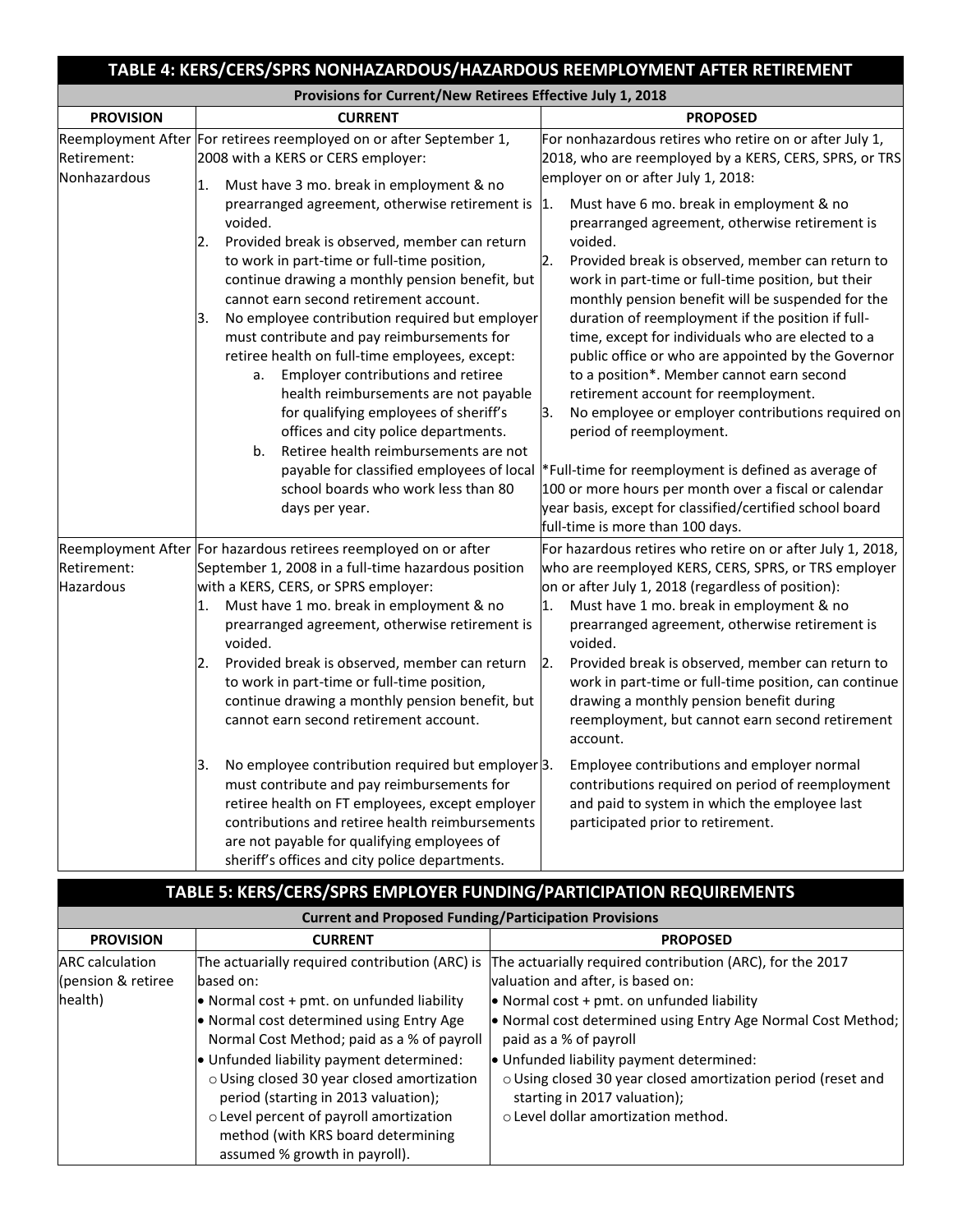## TABLE 4: KERS/CERS/SPRS NONHAZARDOUS/HAZARDOUS REEMPLOYMENT AFTER RETIREMENT

| Provisions for Current/New Retirees Effective July 1, 2018 | | |
|---|---|---|
| **PROVISION** | **CURRENT** | **PROPOSED** |
| Reemployment After Retirement: Nonhazardous | For retirees reemployed on or after September 1, 2008 with a KERS or CERS employer:<br>1. Must have 3 mo. break in employment & no prearranged agreement, otherwise retirement is voided.<br>2. Provided break is observed, member can return to work in part-time or full-time position, continue drawing a monthly pension benefit, but cannot earn second retirement account.<br>3. No employee contribution required but employer must contribute and pay reimbursements for retiree health on full-time employees, except:<br>a. Employer contributions and retiree health reimbursements are not payable for qualifying employees of sheriff's offices and city police departments.<br>b. Retiree health reimbursements are not payable for classified employees of local school boards who work less than 80 days per year. | For nonhazardous retires who retire on or after July 1, 2018, who are reemployed by a KERS, CERS, SPRS, or TRS employer on or after July 1, 2018:<br>1. Must have 6 mo. break in employment & no prearranged agreement, otherwise retirement is voided.<br>2. Provided break is observed, member can return to work in part-time or full-time position, but their monthly pension benefit will be suspended for the duration of reemployment if the position if full-time, except for individuals who are elected to a public office or who are appointed by the Governor to a position*. Member cannot earn second retirement account for reemployment.<br>3. No employee or employer contributions required on period of reemployment.<br><br>*Full-time for reemployment is defined as average of 100 or more hours per month over a fiscal or calendar year basis, except for classified/certified school board full-time is more than 100 days. |
| Reemployment After Retirement: Hazardous | For hazardous retirees reemployed on or after September 1, 2008 in a full-time hazardous position with a KERS, CERS, or SPRS employer:<br>1. Must have 1 mo. break in employment & no prearranged agreement, otherwise retirement is voided.<br>2. Provided break is observed, member can return to work in part-time or full-time position, continue drawing a monthly pension benefit, but cannot earn second retirement account.<br>3. No employee contribution required but employer must contribute and pay reimbursements for retiree health on FT employees, except employer contributions and retiree health reimbursements are not payable for qualifying employees of sheriff's offices and city police departments. | For hazardous retires who retire on or after July 1, 2018, who are reemployed KERS, CERS, SPRS, or TRS employer on or after July 1, 2018 (regardless of position):<br>1. Must have 1 mo. break in employment & no prearranged agreement, otherwise retirement is voided.<br>2. Provided break is observed, member can return to work in part-time or full-time position, can continue drawing a monthly pension benefit during reemployment, but cannot earn second retirement account.<br>3. Employee contributions and employer normal contributions required on period of reemployment and paid to system in which the employee last participated prior to retirement. |

## TABLE 5: KERS/CERS/SPRS EMPLOYER FUNDING/PARTICIPATION REQUIREMENTS

| Current and Proposed Funding/Participation Provisions | | |
|---|---|---|
| **PROVISION** | **CURRENT** | **PROPOSED** |
| ARC calculation (pension & retiree health) | The actuarially required contribution (ARC) is based on:<br>• Normal cost + pmt. on unfunded liability<br>• Normal cost determined using Entry Age Normal Cost Method; paid as a % of payroll<br>• Unfunded liability payment determined:<br>○ Using closed 30 year closed amortization period (starting in 2013 valuation);<br>○ Level percent of payroll amortization method (with KRS board determining assumed % growth in payroll). | The actuarially required contribution (ARC), for the 2017 valuation and after, is based on:<br>• Normal cost + pmt. on unfunded liability<br>• Normal cost determined using Entry Age Normal Cost Method; paid as a % of payroll<br>• Unfunded liability payment determined:<br>○ Using closed 30 year closed amortization period (reset and starting in 2017 valuation);<br>○ Level dollar amortization method. |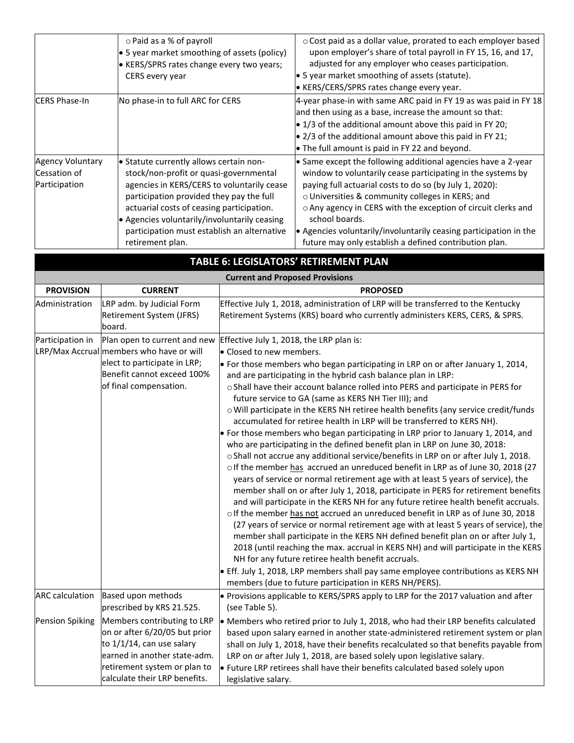| | | |
|---|---|---|
| | ○ Paid as a % of payroll<br>• 5 year market smoothing of assets (policy)<br>• KERS/SPRS rates change every two years; CERS every year | ○ Cost paid as a dollar value, prorated to each employer based upon employer's share of total payroll in FY 15, 16, and 17, adjusted for any employer who ceases participation.<br>• 5 year market smoothing of assets (statute).<br>• KERS/CERS/SPRS rates change every year. |
| CERS Phase-In | No phase-in to full ARC for CERS | 4-year phase-in with same ARC paid in FY 19 as was paid in FY 18 and then using as a base, increase the amount so that:<br>• 1/3 of the additional amount above this paid in FY 20;<br>• 2/3 of the additional amount above this paid in FY 21;<br>• The full amount is paid in FY 22 and beyond. |
| Agency Voluntary Cessation of Participation | • Statute currently allows certain non-stock/non-profit or quasi-governmental agencies in KERS/CERS to voluntarily cease participation provided they pay the full actuarial costs of ceasing participation.<br>• Agencies voluntarily/involuntarily ceasing participation must establish an alternative retirement plan. | • Same except the following additional agencies have a 2-year window to voluntarily cease participating in the systems by paying full actuarial costs to do so (by July 1, 2020):<br>○ Universities & community colleges in KERS; and<br>○ Any agency in CERS with the exception of circuit clerks and school boards.<br>• Agencies voluntarily/involuntarily ceasing participation in the future may only establish a defined contribution plan. |

## TABLE 6: LEGISLATORS' RETIREMENT PLAN

**Current and Proposed Provisions**

| PROVISION | CURRENT | PROPOSED |
|---|---|---|
| Administration | LRP adm. by Judicial Form Retirement System (JFRS) board. | Effective July 1, 2018, administration of LRP will be transferred to the Kentucky Retirement Systems (KRS) board who currently administers KERS, CERS, & SPRS. |
| Participation in LRP/Max Accrual | Plan open to current and new members who have or will elect to participate in LRP; Benefit cannot exceed 100% of final compensation. | Effective July 1, 2018, the LRP plan is:<br>• Closed to new members.<br>• For those members who began participating in LRP on or after January 1, 2014, and are participating in the hybrid cash balance plan in LRP:<br>○ Shall have their account balance rolled into PERS and participate in PERS for future service to GA (same as KERS NH Tier III); and<br>○ Will participate in the KERS NH retiree health benefits (any service credit/funds accumulated for retiree health in LRP will be transferred to KERS NH).<br>• For those members who began participating in LRP prior to January 1, 2014, and who are participating in the defined benefit plan in LRP on June 30, 2018:<br>○ Shall not accrue any additional service/benefits in LRP on or after July 1, 2018.<br>○ If the member <u>has</u> accrued an unreduced benefit in LRP as of June 30, 2018 (27 years of service or normal retirement age with at least 5 years of service), the member shall on or after July 1, 2018, participate in PERS for retirement benefits and will participate in the KERS NH for any future retiree health benefit accruals.<br>○ If the member <u>has not</u> accrued an unreduced benefit in LRP as of June 30, 2018 (27 years of service or normal retirement age with at least 5 years of service), the member shall participate in the KERS NH defined benefit plan on or after July 1, 2018 (until reaching the max. accrual in KERS NH) and will participate in the KERS NH for any future retiree health benefit accruals.<br>• Eff. July 1, 2018, LRP members shall pay same employee contributions as KERS NH members (due to future participation in KERS NH/PERS). |
| ARC calculation | Based upon methods prescribed by KRS 21.525. | • Provisions applicable to KERS/SPRS apply to LRP for the 2017 valuation and after (see Table 5). |
| Pension Spiking | Members contributing to LRP on or after 6/20/05 but prior to 1/1/14, can use salary earned in another state-adm. retirement system or plan to calculate their LRP benefits. | • Members who retired prior to July 1, 2018, who had their LRP benefits calculated based upon salary earned in another state-administered retirement system or plan shall on July 1, 2018, have their benefits recalculated so that benefits payable from LRP on or after July 1, 2018, are based solely upon legislative salary.<br>• Future LRP retirees shall have their benefits calculated based solely upon legislative salary. |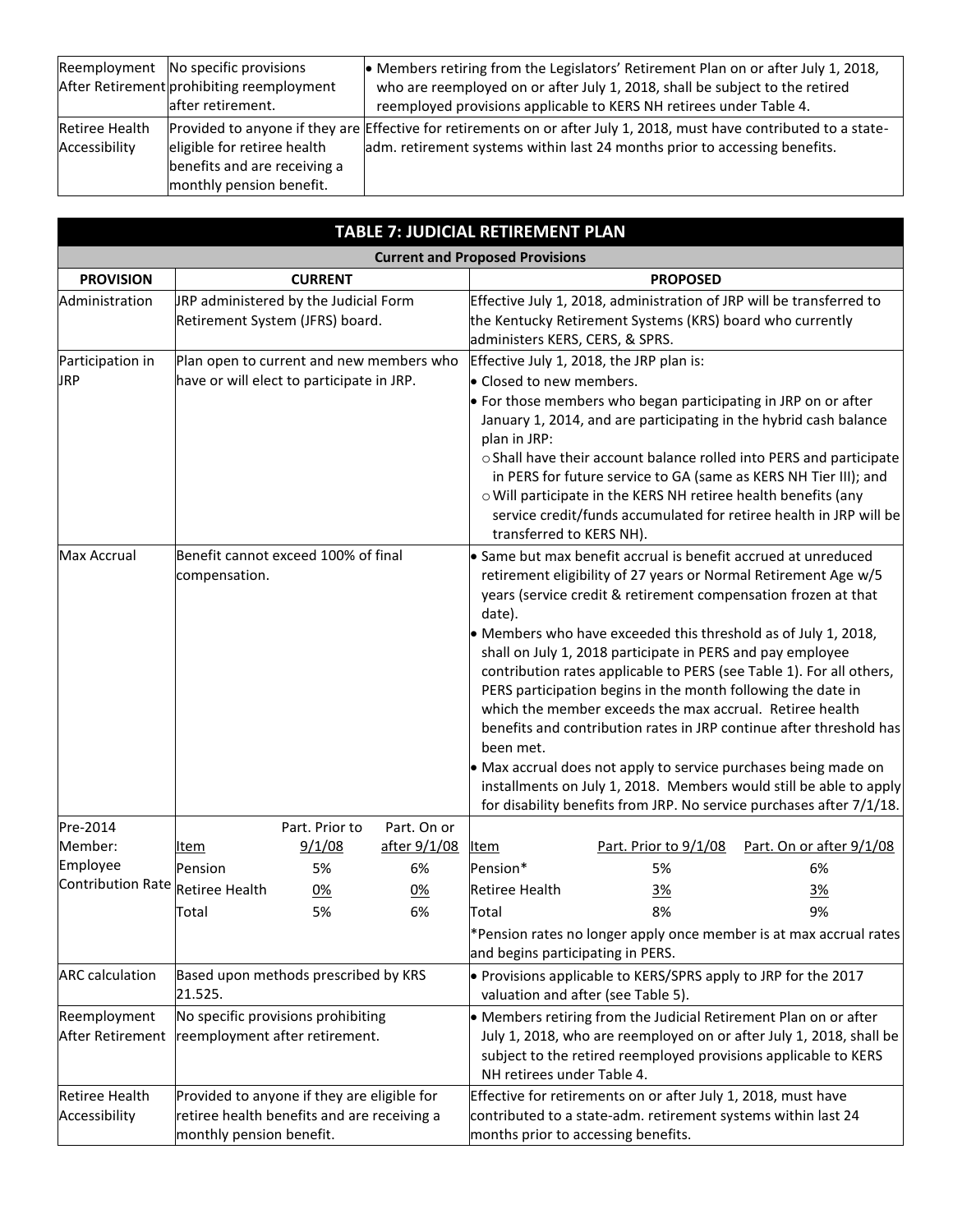| Reemployment After Retirement | No specific provisions prohibiting reemployment after retirement. | • Members retiring from the Legislators' Retirement Plan on or after July 1, 2018, who are reemployed on or after July 1, 2018, shall be subject to the retired reemployed provisions applicable to KERS NH retirees under Table 4. |
|---|---|---|
| Retiree Health Accessibility | Provided to anyone if they are eligible for retiree health benefits and are receiving a monthly pension benefit. | Effective for retirements on or after July 1, 2018, must have contributed to a state-adm. retirement systems within last 24 months prior to accessing benefits. |

## TABLE 7: JUDICIAL RETIREMENT PLAN

**Current and Proposed Provisions**

| PROVISION | CURRENT | PROPOSED |
|---|---|---|
| Administration | JRP administered by the Judicial Form Retirement System (JFRS) board. | Effective July 1, 2018, administration of JRP will be transferred to the Kentucky Retirement Systems (KRS) board who currently administers KERS, CERS, & SPRS. |
| Participation in JRP | Plan open to current and new members who have or will elect to participate in JRP. | Effective July 1, 2018, the JRP plan is:<br>• Closed to new members.<br>• For those members who began participating in JRP on or after January 1, 2014, and are participating in the hybrid cash balance plan in JRP:<br>o Shall have their account balance rolled into PERS and participate in PERS for future service to GA (same as KERS NH Tier III); and<br>o Will participate in the KERS NH retiree health benefits (any service credit/funds accumulated for retiree health in JRP will be transferred to KERS NH). |
| Max Accrual | Benefit cannot exceed 100% of final compensation. | • Same but max benefit accrual is benefit accrued at unreduced retirement eligibility of 27 years or Normal Retirement Age w/5 years (service credit & retirement compensation frozen at that date).<br>• Members who have exceeded this threshold as of July 1, 2018, shall on July 1, 2018 participate in PERS and pay employee contribution rates applicable to PERS (see Table 1). For all others, PERS participation begins in the month following the date in which the member exceeds the max accrual. Retiree health benefits and contribution rates in JRP continue after threshold has been met.<br>• Max accrual does not apply to service purchases being made on installments on July 1, 2018. Members would still be able to apply for disability benefits from JRP. No service purchases after 7/1/18. |
| Pre-2014 Member: Employee Contribution Rate | Item / Part. Prior to 9/1/08 / Part. On or after 9/1/08<br>Pension: 5% / 6%<br>Retiree Health: 0% / 0%<br>Total: 5% / 6% | Item / Part. Prior to 9/1/08 / Part. On or after 9/1/08<br>Pension*: 5% / 6%<br>Retiree Health: 3% / 3%<br>Total: 8% / 9%<br>*Pension rates no longer apply once member is at max accrual rates and begins participating in PERS. |
| ARC calculation | Based upon methods prescribed by KRS 21.525. | • Provisions applicable to KERS/SPRS apply to JRP for the 2017 valuation and after (see Table 5). |
| Reemployment After Retirement | No specific provisions prohibiting reemployment after retirement. | • Members retiring from the Judicial Retirement Plan on or after July 1, 2018, who are reemployed on or after July 1, 2018, shall be subject to the retired reemployed provisions applicable to KERS NH retirees under Table 4. |
| Retiree Health Accessibility | Provided to anyone if they are eligible for retiree health benefits and are receiving a monthly pension benefit. | Effective for retirements on or after July 1, 2018, must have contributed to a state-adm. retirement systems within last 24 months prior to accessing benefits. |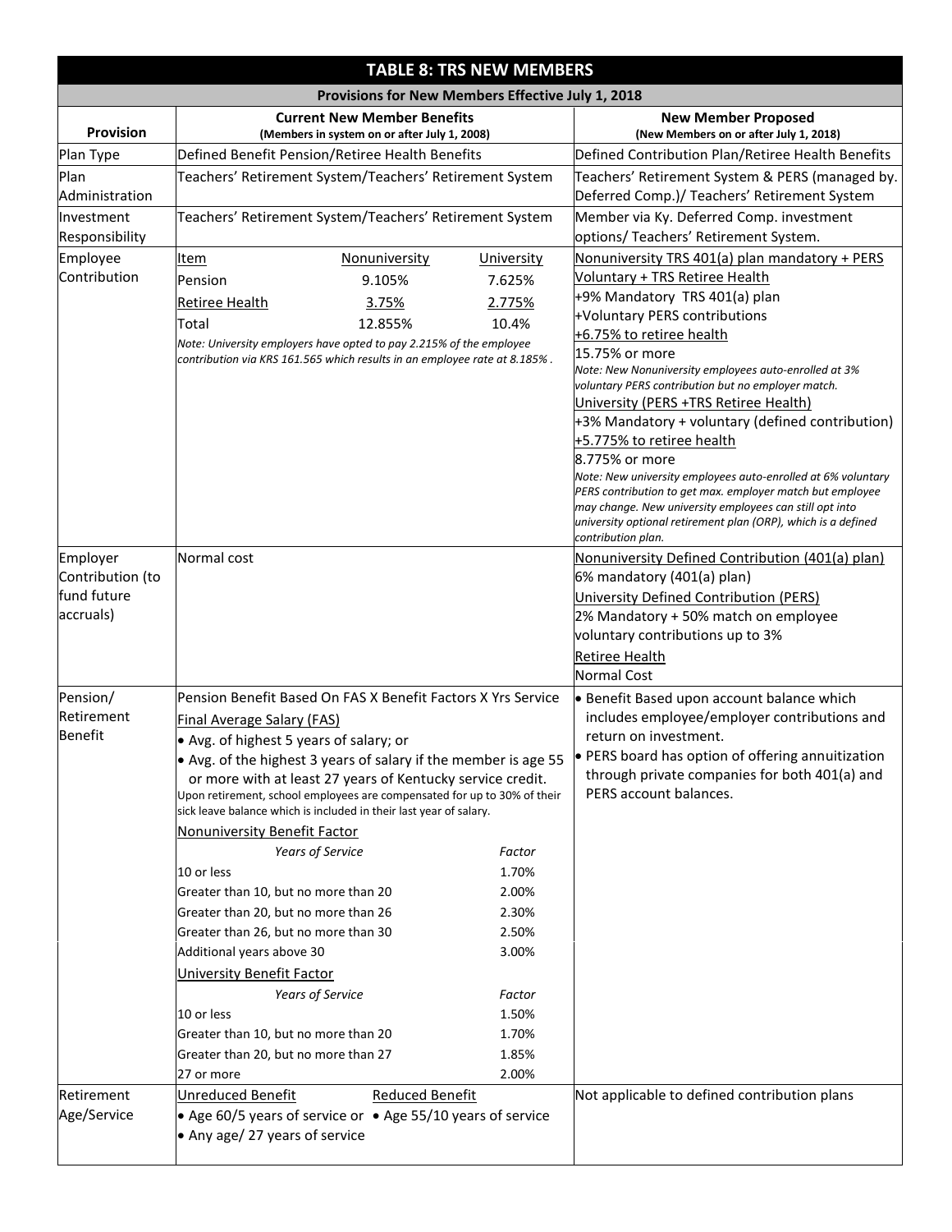# TABLE 8: TRS NEW MEMBERS

**Provisions for New Members Effective July 1, 2018**

| Provision | Current New Member Benefits (Members in system on or after July 1, 2008) | New Member Proposed (New Members on or after July 1, 2018) |
|---|---|---|
| Plan Type | Defined Benefit Pension/Retiree Health Benefits | Defined Contribution Plan/Retiree Health Benefits |
| Plan Administration | Teachers' Retirement System/Teachers' Retirement System | Teachers' Retirement System & PERS (managed by. Deferred Comp.)/ Teachers' Retirement System |
| Investment Responsibility | Teachers' Retirement System/Teachers' Retirement System | Member via Ky. Deferred Comp. investment options/ Teachers' Retirement System. |
| Employee Contribution | Item / Nonuniversity / University<br>Pension: 9.105% / 7.625%<br>Retiree Health: 3.75% / 2.775%<br>Total: 12.855% / 10.4%<br>*Note: University employers have opted to pay 2.215% of the employee contribution via KRS 161.565 which results in an employee rate at 8.185%.* | Nonuniversity TRS 401(a) plan mandatory + PERS Voluntary + TRS Retiree Health<br>+9% Mandatory TRS 401(a) plan<br>+Voluntary PERS contributions<br>+6.75% to retiree health<br>15.75% or more<br>*Note: New Nonuniversity employees auto-enrolled at 3% voluntary PERS contribution but no employer match.*<br>University (PERS +TRS Retiree Health)<br>+3% Mandatory + voluntary (defined contribution)<br>+5.775% to retiree health<br>8.775% or more<br>*Note: New university employees auto-enrolled at 6% voluntary PERS contribution to get max. employer match but employee may change. New university employees can still opt into university optional retirement plan (ORP), which is a defined contribution plan.* |
| Employer Contribution (to fund future accruals) | Normal cost | Nonuniversity Defined Contribution (401(a) plan)<br>6% mandatory (401(a) plan)<br>University Defined Contribution (PERS)<br>2% Mandatory + 50% match on employee voluntary contributions up to 3%<br>Retiree Health<br>Normal Cost |
| Pension/ Retirement Benefit | Pension Benefit Based On FAS X Benefit Factors X Yrs Service<br>Final Average Salary (FAS)<br>• Avg. of highest 5 years of salary; or<br>• Avg. of the highest 3 years of salary if the member is age 55 or more with at least 27 years of Kentucky service credit.<br>Upon retirement, school employees are compensated for up to 30% of their sick leave balance which is included in their last year of salary.<br>Nonuniversity Benefit Factor<br>*Years of Service* / *Factor*<br>10 or less: 1.70%<br>Greater than 10, but no more than 20: 2.00%<br>Greater than 20, but no more than 26: 2.30%<br>Greater than 26, but no more than 30: 2.50%<br>Additional years above 30: 3.00%<br>University Benefit Factor<br>*Years of Service* / *Factor*<br>10 or less: 1.50%<br>Greater than 10, but no more than 20: 1.70%<br>Greater than 20, but no more than 27: 1.85%<br>27 or more: 2.00% | • Benefit Based upon account balance which includes employee/employer contributions and return on investment.<br>• PERS board has option of offering annuitization through private companies for both 401(a) and PERS account balances. |
| Retirement Age/Service | Unreduced Benefit<br>• Age 60/5 years of service or<br>• Any age/ 27 years of service<br>Reduced Benefit<br>• Age 55/10 years of service | Not applicable to defined contribution plans |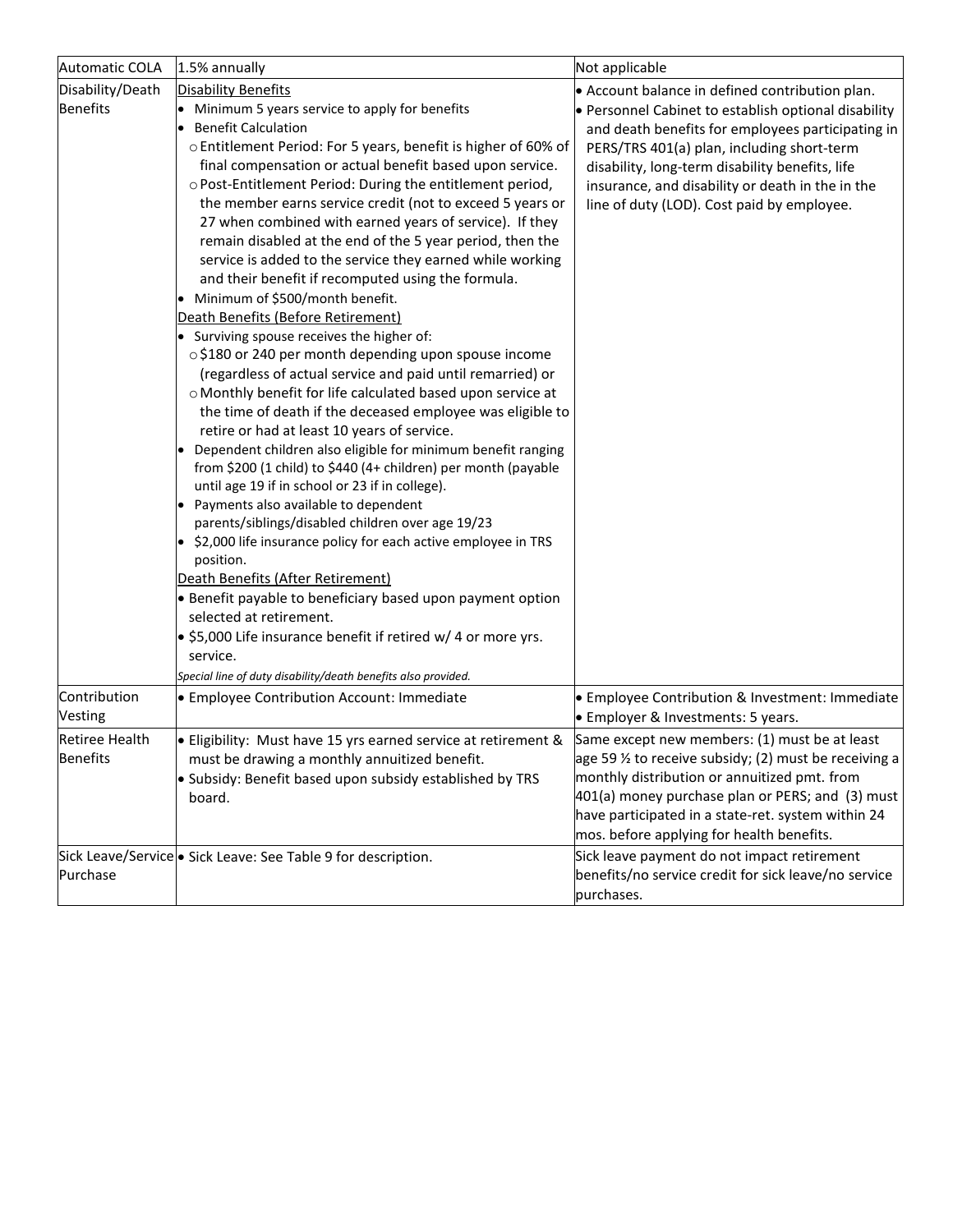| | | |
|---|---|---|
| Automatic COLA | 1.5% annually | Not applicable |
| Disability/Death Benefits | <u>Disability Benefits</u><br>• Minimum 5 years service to apply for benefits<br>• Benefit Calculation<br>  ○ Entitlement Period: For 5 years, benefit is higher of 60% of final compensation or actual benefit based upon service.<br>  ○ Post-Entitlement Period: During the entitlement period, the member earns service credit (not to exceed 5 years or 27 when combined with earned years of service). If they remain disabled at the end of the 5 year period, then the service is added to the service they earned while working and their benefit if recomputed using the formula.<br>• Minimum of $500/month benefit.<br><u>Death Benefits (Before Retirement)</u><br>• Surviving spouse receives the higher of:<br>  ○ $180 or 240 per month depending upon spouse income (regardless of actual service and paid until remarried) or<br>  ○ Monthly benefit for life calculated based upon service at the time of death if the deceased employee was eligible to retire or had at least 10 years of service.<br>• Dependent children also eligible for minimum benefit ranging from $200 (1 child) to $440 (4+ children) per month (payable until age 19 if in school or 23 if in college).<br>• Payments also available to dependent parents/siblings/disabled children over age 19/23<br>• $2,000 life insurance policy for each active employee in TRS position.<br><u>Death Benefits (After Retirement)</u><br>• Benefit payable to beneficiary based upon payment option selected at retirement.<br>• $5,000 Life insurance benefit if retired w/ 4 or more yrs. service.<br>*Special line of duty disability/death benefits also provided.* | • Account balance in defined contribution plan.<br>• Personnel Cabinet to establish optional disability and death benefits for employees participating in PERS/TRS 401(a) plan, including short-term disability, long-term disability benefits, life insurance, and disability or death in the in the line of duty (LOD). Cost paid by employee. |
| Contribution Vesting | • Employee Contribution Account: Immediate | • Employee Contribution & Investment: Immediate<br>• Employer & Investments: 5 years. |
| Retiree Health Benefits | • Eligibility: Must have 15 yrs earned service at retirement & must be drawing a monthly annuitized benefit.<br>• Subsidy: Benefit based upon subsidy established by TRS board. | Same except new members: (1) must be at least age 59 ½ to receive subsidy; (2) must be receiving a monthly distribution or annuitized pmt. from 401(a) money purchase plan or PERS; and (3) must have participated in a state-ret. system within 24 mos. before applying for health benefits. |
| Sick Leave/Service Purchase | • Sick Leave: See Table 9 for description. | Sick leave payment do not impact retirement benefits/no service credit for sick leave/no service purchases. |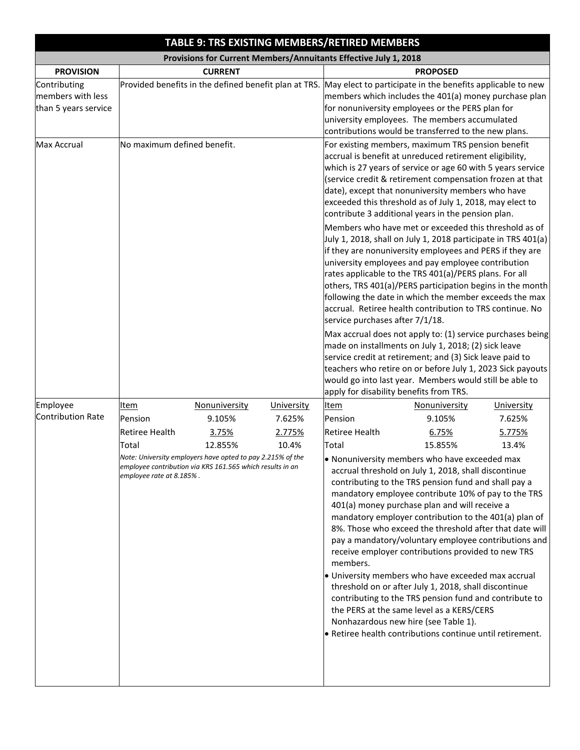## TABLE 9: TRS EXISTING MEMBERS/RETIRED MEMBERS

**Provisions for Current Members/Annuitants Effective July 1, 2018**

| PROVISION | CURRENT | PROPOSED |
|---|---|---|
| Contributing members with less than 5 years service | Provided benefits in the defined benefit plan at TRS. | May elect to participate in the benefits applicable to new members which includes the 401(a) money purchase plan for nonuniversity employees or the PERS plan for university employees. The members accumulated contributions would be transferred to the new plans. |
| Max Accrual | No maximum defined benefit. | For existing members, maximum TRS pension benefit accrual is benefit at unreduced retirement eligibility, which is 27 years of service or age 60 with 5 years service (service credit & retirement compensation frozen at that date), except that nonuniversity members who have exceeded this threshold as of July 1, 2018, may elect to contribute 3 additional years in the pension plan.<br><br>Members who have met or exceeded this threshold as of July 1, 2018, shall on July 1, 2018 participate in TRS 401(a) if they are nonuniversity employees and PERS if they are university employees and pay employee contribution rates applicable to the TRS 401(a)/PERS plans. For all others, TRS 401(a)/PERS participation begins in the month following the date in which the member exceeds the max accrual. Retiree health contribution to TRS continue. No service purchases after 7/1/18.<br><br>Max accrual does not apply to: (1) service purchases being made on installments on July 1, 2018; (2) sick leave service credit at retirement; and (3) Sick leave paid to teachers who retire on or before July 1, 2023 Sick payouts would go into last year. Members would still be able to apply for disability benefits from TRS. |
| Employee Contribution Rate | <u>Item</u> / <u>Nonuniversity</u> / <u>University</u><br>Pension: 9.105% / 7.625%<br>Retiree Health: <u>3.75%</u> / <u>2.775%</u><br>Total: 12.855% / 10.4%<br><br>*Note: University employers have opted to pay 2.215% of the employee contribution via KRS 161.565 which results in an employee rate at 8.185%.* | <u>Item</u> / <u>Nonuniversity</u> / <u>University</u><br>Pension: 9.105% / 7.625%<br>Retiree Health: <u>6.75%</u> / <u>5.775%</u><br>Total: 15.855% / 13.4%<br><br>• Nonuniversity members who have exceeded max accrual threshold on July 1, 2018, shall discontinue contributing to the TRS pension fund and shall pay a mandatory employee contribute 10% of pay to the TRS 401(a) money purchase plan and will receive a mandatory employer contribution to the 401(a) plan of 8%. Those who exceed the threshold after that date will pay a mandatory/voluntary employee contributions and receive employer contributions provided to new TRS members.<br>• University members who have exceeded max accrual threshold on or after July 1, 2018, shall discontinue contributing to the TRS pension fund and contribute to the PERS at the same level as a KERS/CERS Nonhazardous new hire (see Table 1).<br>• Retiree health contributions continue until retirement. |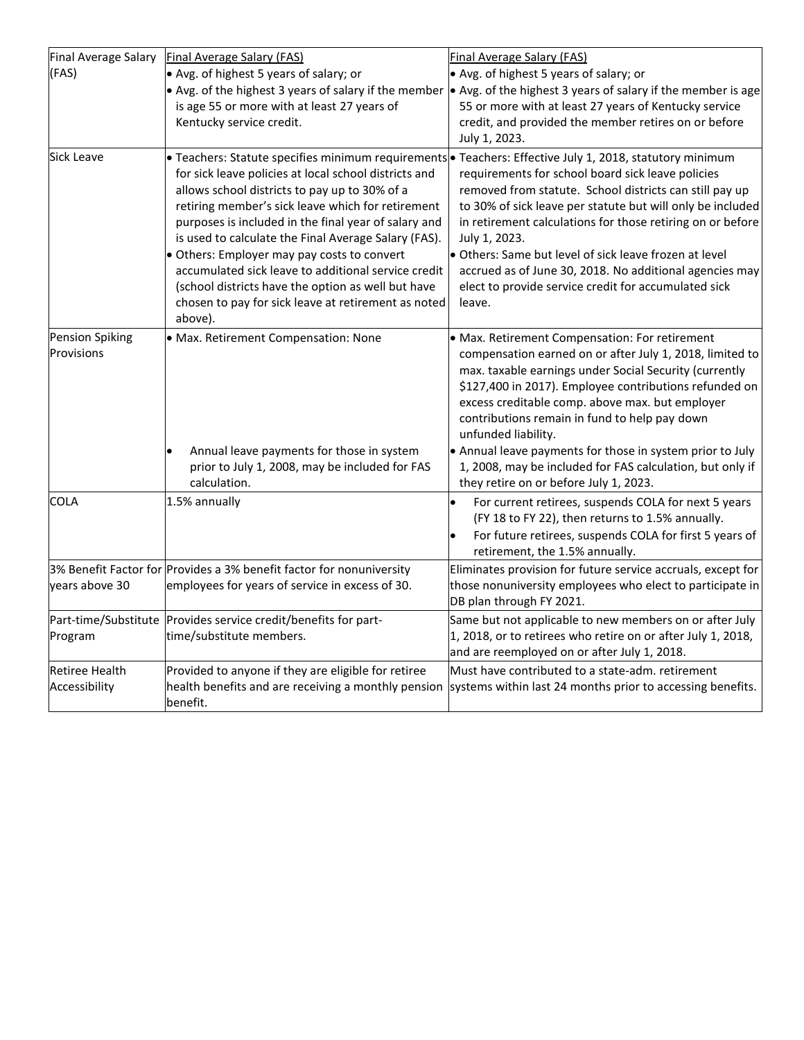| | | |
|---|---|---|
| Final Average Salary (FAS) | Final Average Salary (FAS)<br>• Avg. of highest 5 years of salary; or<br>• Avg. of the highest 3 years of salary if the member is age 55 or more with at least 27 years of Kentucky service credit. | Final Average Salary (FAS)<br>• Avg. of highest 5 years of salary; or<br>• Avg. of the highest 3 years of salary if the member is age 55 or more with at least 27 years of Kentucky service credit, and provided the member retires on or before July 1, 2023. |
| Sick Leave | • Teachers: Statute specifies minimum requirements for sick leave policies at local school districts and allows school districts to pay up to 30% of a retiring member's sick leave which for retirement purposes is included in the final year of salary and is used to calculate the Final Average Salary (FAS).<br>• Others: Employer may pay costs to convert accumulated sick leave to additional service credit (school districts have the option as well but have chosen to pay for sick leave at retirement as noted above). | • Teachers: Effective July 1, 2018, statutory minimum requirements for school board sick leave policies removed from statute. School districts can still pay up to 30% of sick leave per statute but will only be included in retirement calculations for those retiring on or before July 1, 2023.<br>• Others: Same but level of sick leave frozen at level accrued as of June 30, 2018. No additional agencies may elect to provide service credit for accumulated sick leave. |
| Pension Spiking Provisions | • Max. Retirement Compensation: None<br><br>• Annual leave payments for those in system prior to July 1, 2008, may be included for FAS calculation. | • Max. Retirement Compensation: For retirement compensation earned on or after July 1, 2018, limited to max. taxable earnings under Social Security (currently $127,400 in 2017). Employee contributions refunded on excess creditable comp. above max. but employer contributions remain in fund to help pay down unfunded liability.<br>• Annual leave payments for those in system prior to July 1, 2008, may be included for FAS calculation, but only if they retire on or before July 1, 2023. |
| COLA | 1.5% annually | • For current retirees, suspends COLA for next 5 years (FY 18 to FY 22), then returns to 1.5% annually.<br>• For future retirees, suspends COLA for first 5 years of retirement, the 1.5% annually. |
| 3% Benefit Factor for years above 30 | Provides a 3% benefit factor for nonuniversity employees for years of service in excess of 30. | Eliminates provision for future service accruals, except for those nonuniversity employees who elect to participate in DB plan through FY 2021. |
| Part-time/Substitute Program | Provides service credit/benefits for part-time/substitute members. | Same but not applicable to new members on or after July 1, 2018, or to retirees who retire on or after July 1, 2018, and are reemployed on or after July 1, 2018. |
| Retiree Health Accessibility | Provided to anyone if they are eligible for retiree health benefits and are receiving a monthly pension benefit. | Must have contributed to a state-adm. retirement systems within last 24 months prior to accessing benefits. |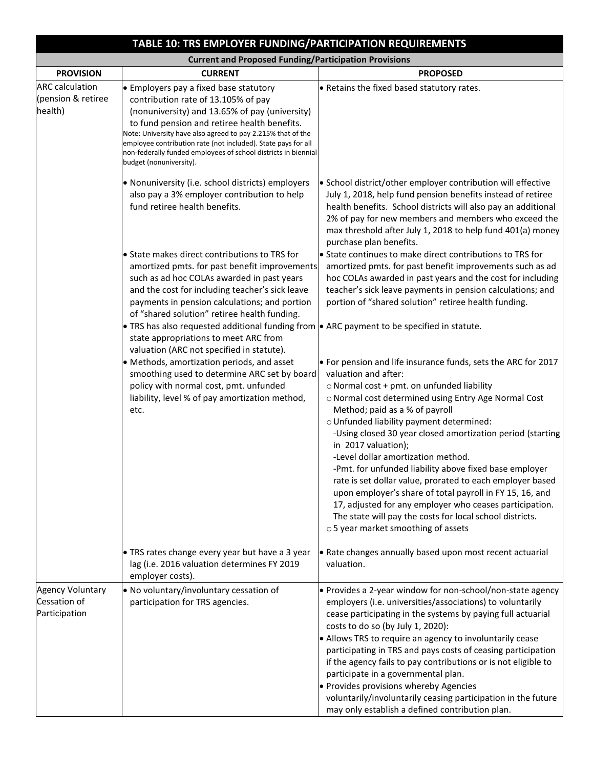## TABLE 10: TRS EMPLOYER FUNDING/PARTICIPATION REQUIREMENTS

**Current and Proposed Funding/Participation Provisions**

| PROVISION | CURRENT | PROPOSED |
|---|---|---|
| ARC calculation (pension & retiree health) | • Employers pay a fixed base statutory contribution rate of 13.105% of pay (nonuniversity) and 13.65% of pay (university) to fund pension and retiree health benefits. Note: University have also agreed to pay 2.215% that of the employee contribution rate (not included). State pays for all non-federally funded employees of school districts in biennial budget (nonuniversity). | • Retains the fixed based statutory rates. |
| | • Nonuniversity (i.e. school districts) employers also pay a 3% employer contribution to help fund retiree health benefits. | • School district/other employer contribution will effective July 1, 2018, help fund pension benefits instead of retiree health benefits. School districts will also pay an additional 2% of pay for new members and members who exceed the max threshold after July 1, 2018 to help fund 401(a) money purchase plan benefits. |
| | • State makes direct contributions to TRS for amortized pmts. for past benefit improvements such as ad hoc COLAs awarded in past years and the cost for including teacher's sick leave payments in pension calculations; and portion of "shared solution" retiree health funding. | • State continues to make direct contributions to TRS for amortized pmts. for past benefit improvements such as ad hoc COLAs awarded in past years and the cost for including teacher's sick leave payments in pension calculations; and portion of "shared solution" retiree health funding. |
| | • TRS has also requested additional funding from state appropriations to meet ARC from valuation (ARC not specified in statute). | • ARC payment to be specified in statute. |
| | • Methods, amortization periods, and asset smoothing used to determine ARC set by board policy with normal cost, pmt. unfunded liability, level % of pay amortization method, etc. | • For pension and life insurance funds, sets the ARC for 2017 valuation and after:<br>○ Normal cost + pmt. on unfunded liability<br>○ Normal cost determined using Entry Age Normal Cost Method; paid as a % of payroll<br>○ Unfunded liability payment determined:<br>-Using closed 30 year closed amortization period (starting in 2017 valuation);<br>-Level dollar amortization method.<br>-Pmt. for unfunded liability above fixed base employer rate is set dollar value, prorated to each employer based upon employer's share of total payroll in FY 15, 16, and 17, adjusted for any employer who ceases participation. The state will pay the costs for local school districts.<br>○ 5 year market smoothing of assets |
| | • TRS rates change every year but have a 3 year lag (i.e. 2016 valuation determines FY 2019 employer costs). | • Rate changes annually based upon most recent actuarial valuation. |
| Agency Voluntary Cessation of Participation | • No voluntary/involuntary cessation of participation for TRS agencies. | • Provides a 2-year window for non-school/non-state agency employers (i.e. universities/associations) to voluntarily cease participating in the systems by paying full actuarial costs to do so (by July 1, 2020):<br>• Allows TRS to require an agency to involuntarily cease participating in TRS and pays costs of ceasing participation if the agency fails to pay contributions or is not eligible to participate in a governmental plan.<br>• Provides provisions whereby Agencies voluntarily/involuntarily ceasing participation in the future may only establish a defined contribution plan. |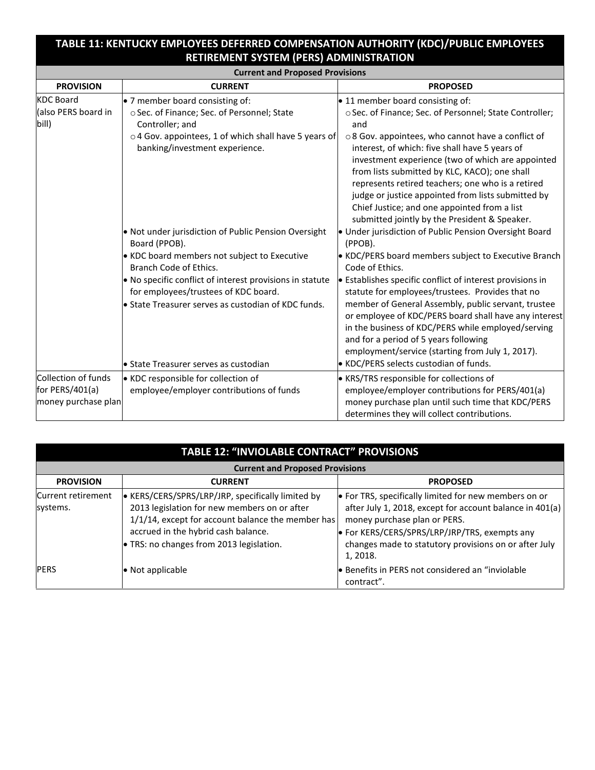## TABLE 11: KENTUCKY EMPLOYEES DEFERRED COMPENSATION AUTHORITY (KDC)/PUBLIC EMPLOYEES RETIREMENT SYSTEM (PERS) ADMINISTRATION

**Current and Proposed Provisions**

| PROVISION | CURRENT | PROPOSED |
|---|---|---|
| KDC Board (also PERS board in bill) | • 7 member board consisting of:<br>○ Sec. of Finance; Sec. of Personnel; State Controller; and<br>○ 4 Gov. appointees, 1 of which shall have 5 years of banking/investment experience.<br>• Not under jurisdiction of Public Pension Oversight Board (PPOB).<br>• KDC board members not subject to Executive Branch Code of Ethics.<br>• No specific conflict of interest provisions in statute for employees/trustees of KDC board.<br>• State Treasurer serves as custodian of KDC funds.<br>• State Treasurer serves as custodian | • 11 member board consisting of:<br>○ Sec. of Finance; Sec. of Personnel; State Controller; and<br>○ 8 Gov. appointees, who cannot have a conflict of interest, of which: five shall have 5 years of investment experience (two of which are appointed from lists submitted by KLC, KACO); one shall represents retired teachers; one who is a retired judge or justice appointed from lists submitted by Chief Justice; and one appointed from a list submitted jointly by the President & Speaker.<br>• Under jurisdiction of Public Pension Oversight Board (PPOB).<br>• KDC/PERS board members subject to Executive Branch Code of Ethics.<br>• Establishes specific conflict of interest provisions in statute for employees/trustees. Provides that no member of General Assembly, public servant, trustee or employee of KDC/PERS board shall have any interest in the business of KDC/PERS while employed/serving and for a period of 5 years following employment/service (starting from July 1, 2017).<br>• KDC/PERS selects custodian of funds. |
| Collection of funds for PERS/401(a) money purchase plan | • KDC responsible for collection of employee/employer contributions of funds | • KRS/TRS responsible for collections of employee/employer contributions for PERS/401(a) money purchase plan until such time that KDC/PERS determines they will collect contributions. |

## TABLE 12: "INVIOLABLE CONTRACT" PROVISIONS

**Current and Proposed Provisions**

| PROVISION | CURRENT | PROPOSED |
|---|---|---|
| Current retirement systems. | • KERS/CERS/SPRS/LRP/JRP, specifically limited by 2013 legislation for new members on or after 1/1/14, except for account balance the member has accrued in the hybrid cash balance.<br>• TRS: no changes from 2013 legislation. | • For TRS, specifically limited for new members on or after July 1, 2018, except for account balance in 401(a) money purchase plan or PERS.<br>• For KERS/CERS/SPRS/LRP/JRP/TRS, exempts any changes made to statutory provisions on or after July 1, 2018. |
| PERS | • Not applicable | • Benefits in PERS not considered an "inviolable contract". |